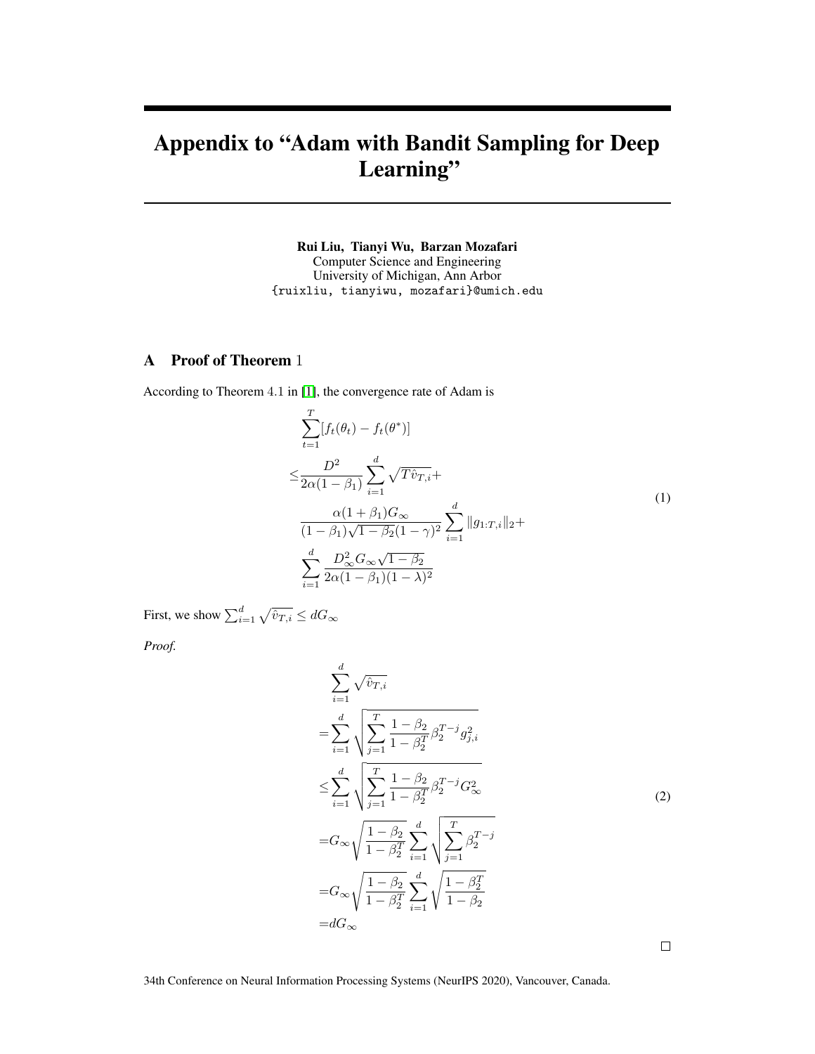# Appendix to "Adam with Bandit Sampling for Deep Learning"

**Rui Liu, Tianyi Wu, Barzan Mozafari**
Computer Science and Engineering
University of Michigan, Ann Arbor
{ruixliu, tianyiwu, mozafari}@umich.edu

## A Proof of Theorem 1

According to Theorem 4.1 in [1], the convergence rate of Adam is

$$
\begin{aligned}
&\sum_{t=1}^{T}[f_t(\theta_t) - f_t(\theta^*)] \\
\leq &\frac{D^2}{2\alpha(1-\beta_1)}\sum_{i=1}^{d}\sqrt{T\hat{v}_{T,i}} + \\
&\frac{\alpha(1+\beta_1)G_\infty}{(1-\beta_1)\sqrt{1-\beta_2}(1-\gamma)^2}\sum_{i=1}^{d}\|g_{1:T,i}\|_2 + \\
&\sum_{i=1}^{d}\frac{D_\infty^2 G_\infty\sqrt{1-\beta_2}}{2\alpha(1-\beta_1)(1-\lambda)^2}
\end{aligned}
\tag{1}
$$

First, we show $\sum_{i=1}^{d}\sqrt{\hat{v}_{T,i}} \leq dG_\infty$

*Proof.*

$$
\begin{aligned}
&\sum_{i=1}^{d}\sqrt{\hat{v}_{T,i}} \\
=&\sum_{i=1}^{d}\sqrt{\sum_{j=1}^{T}\frac{1-\beta_2}{1-\beta_2^T}\beta_2^{T-j}g_{j,i}^2} \\
\leq&\sum_{i=1}^{d}\sqrt{\sum_{j=1}^{T}\frac{1-\beta_2}{1-\beta_2^T}\beta_2^{T-j}G_\infty^2} \\
=&G_\infty\sqrt{\frac{1-\beta_2}{1-\beta_2^T}}\sum_{i=1}^{d}\sqrt{\sum_{j=1}^{T}\beta_2^{T-j}} \\
=&G_\infty\sqrt{\frac{1-\beta_2}{1-\beta_2^T}}\sum_{i=1}^{d}\sqrt{\frac{1-\beta_2^T}{1-\beta_2}} \\
=&dG_\infty
\end{aligned}
\tag{2}
$$

□

34th Conference on Neural Information Processing Systems (NeurIPS 2020), Vancouver, Canada.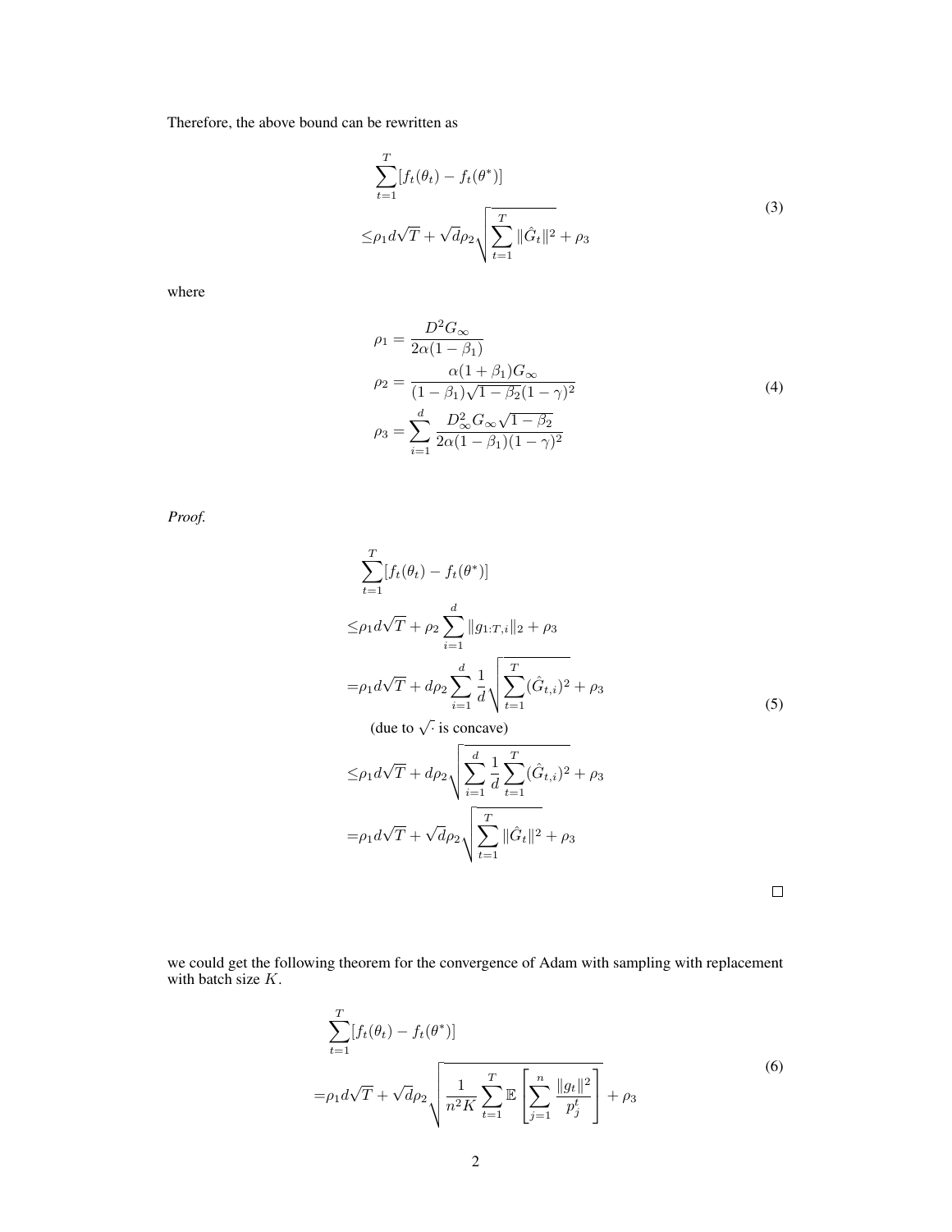Therefore, the above bound can be rewritten as

$$
\begin{aligned}
&\sum_{t=1}^{T}[f_t(\theta_t) - f_t(\theta^*)] \\
\leq &\rho_1 d\sqrt{T} + \sqrt{d}\rho_2 \sqrt{\sum_{t=1}^{T} \|\hat{G}_t\|^2} + \rho_3
\end{aligned} \tag{3}
$$

where

$$
\begin{aligned}
\rho_1 &= \frac{D^2 G_\infty}{2\alpha(1-\beta_1)} \\
\rho_2 &= \frac{\alpha(1+\beta_1)G_\infty}{(1-\beta_1)\sqrt{1-\beta_2}(1-\gamma)^2} \\
\rho_3 &= \sum_{i=1}^{d} \frac{D_\infty^2 G_\infty \sqrt{1-\beta_2}}{2\alpha(1-\beta_1)(1-\gamma)^2}
\end{aligned} \tag{4}
$$

*Proof.*

$$
\begin{aligned}
&\sum_{t=1}^{T}[f_t(\theta_t) - f_t(\theta^*)] \\
\leq &\rho_1 d\sqrt{T} + \rho_2 \sum_{i=1}^{d} \|g_{1:T,i}\|_2 + \rho_3 \\
= &\rho_1 d\sqrt{T} + d\rho_2 \sum_{i=1}^{d} \frac{1}{d} \sqrt{\sum_{t=1}^{T} (\hat{G}_{t,i})^2} + \rho_3 \\
&\text{(due to } \sqrt{\cdot} \text{ is concave)} \\
\leq &\rho_1 d\sqrt{T} + d\rho_2 \sqrt{\sum_{i=1}^{d} \frac{1}{d} \sum_{t=1}^{T} (\hat{G}_{t,i})^2} + \rho_3 \\
= &\rho_1 d\sqrt{T} + \sqrt{d}\rho_2 \sqrt{\sum_{t=1}^{T} \|\hat{G}_t\|^2} + \rho_3
\end{aligned} \tag{5}
$$

□

we could get the following theorem for the convergence of Adam with sampling with replacement with batch size $K$.

$$
\begin{aligned}
&\sum_{t=1}^{T}[f_t(\theta_t) - f_t(\theta^*)] \\
= &\rho_1 d\sqrt{T} + \sqrt{d}\rho_2 \sqrt{\frac{1}{n^2 K} \sum_{t=1}^{T} \mathbb{E}\left[\sum_{j=1}^{n} \frac{\|g_t\|^2}{p_j^t}\right]} + \rho_3
\end{aligned} \tag{6}
$$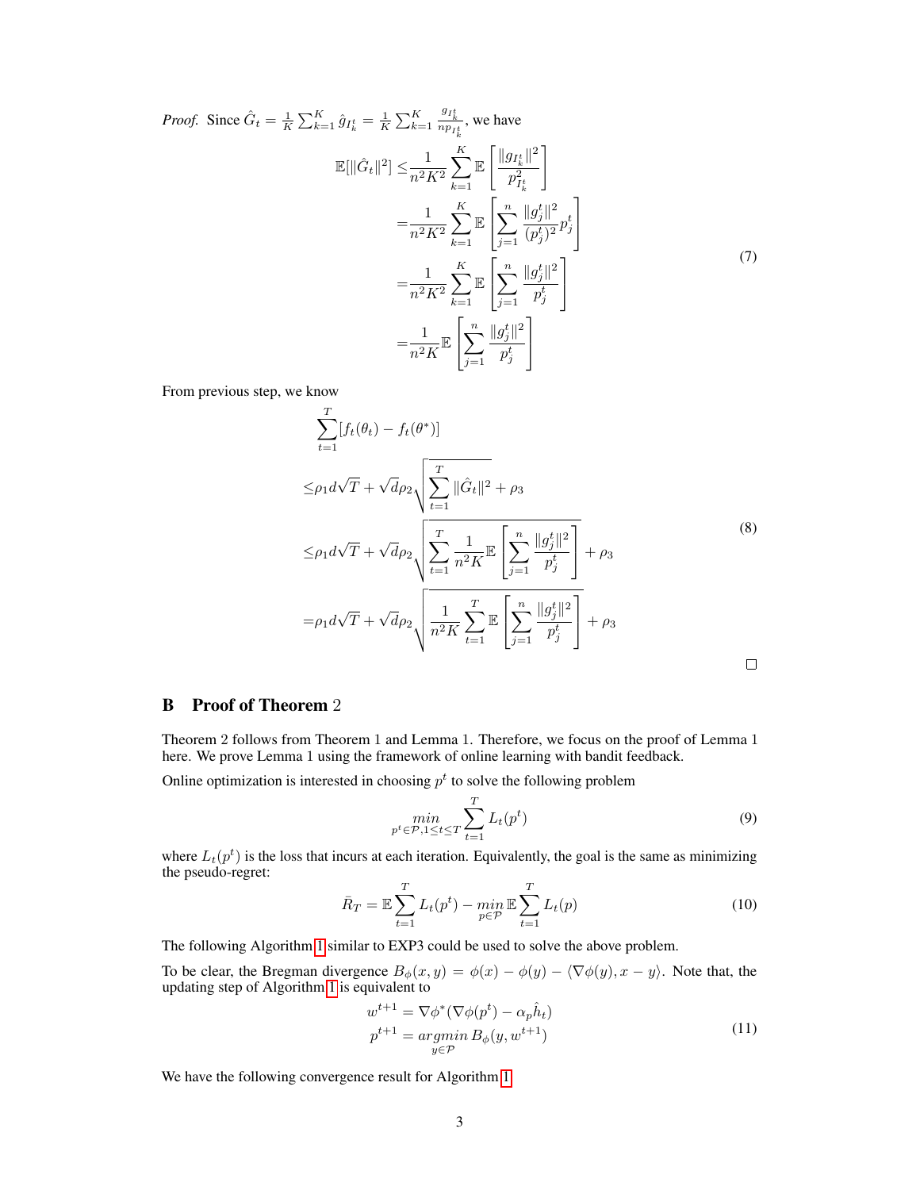*Proof.* Since $\hat{G}_t = \frac{1}{K}\sum_{k=1}^{K} \hat{g}_{I_k^t} = \frac{1}{K}\sum_{k=1}^{K} \frac{g_{I_k^t}}{np_{I_k^t}}$, we have

$$
\begin{aligned}
\mathbb{E}[\|\hat{G}_t\|^2] \leq & \frac{1}{n^2K^2}\sum_{k=1}^{K} \mathbb{E}\left[\frac{\|g_{I_k^t}\|^2}{p_{I_k^t}^2}\right] \\
= & \frac{1}{n^2K^2}\sum_{k=1}^{K} \mathbb{E}\left[\sum_{j=1}^{n} \frac{\|g_j^t\|^2}{(p_j^t)^2} p_j^t\right] \\
= & \frac{1}{n^2K^2}\sum_{k=1}^{K} \mathbb{E}\left[\sum_{j=1}^{n} \frac{\|g_j^t\|^2}{p_j^t}\right] \\
= & \frac{1}{n^2K}\mathbb{E}\left[\sum_{j=1}^{n} \frac{\|g_j^t\|^2}{p_j^t}\right]
\end{aligned}
\tag{7}
$$

From previous step, we know

$$
\begin{aligned}
& \sum_{t=1}^{T}[f_t(\theta_t) - f_t(\theta^*)] \\
\leq & \rho_1 d\sqrt{T} + \sqrt{d}\rho_2\sqrt{\sum_{t=1}^{T}\|\hat{G}_t\|^2} + \rho_3 \\
\leq & \rho_1 d\sqrt{T} + \sqrt{d}\rho_2\sqrt{\sum_{t=1}^{T}\frac{1}{n^2K}\mathbb{E}\left[\sum_{j=1}^{n}\frac{\|g_j^t\|^2}{p_j^t}\right]} + \rho_3 \\
= & \rho_1 d\sqrt{T} + \sqrt{d}\rho_2\sqrt{\frac{1}{n^2K}\sum_{t=1}^{T}\mathbb{E}\left[\sum_{j=1}^{n}\frac{\|g_j^t\|^2}{p_j^t}\right]} + \rho_3
\end{aligned}
\tag{8}
$$

□

## B Proof of Theorem 2

Theorem 2 follows from Theorem 1 and Lemma 1. Therefore, we focus on the proof of Lemma 1 here. We prove Lemma 1 using the framework of online learning with bandit feedback.

Online optimization is interested in choosing $p^t$ to solve the following problem

$$
\min_{p^t \in \mathcal{P}, 1 \leq t \leq T} \sum_{t=1}^{T} L_t(p^t)
\tag{9}
$$

where $L_t(p^t)$ is the loss that incurs at each iteration. Equivalently, the goal is the same as minimizing the pseudo-regret:

$$
\bar{R}_T = \mathbb{E}\sum_{t=1}^{T} L_t(p^t) - \min_{p \in \mathcal{P}} \mathbb{E}\sum_{t=1}^{T} L_t(p)
\tag{10}
$$

The following Algorithm 1 similar to EXP3 could be used to solve the above problem.

To be clear, the Bregman divergence $B_\phi(x, y) = \phi(x) - \phi(y) - \langle \nabla\phi(y), x - y\rangle$. Note that, the updating step of Algorithm 1 is equivalent to

$$
\begin{aligned}
w^{t+1} &= \nabla\phi^*(\nabla\phi(p^t) - \alpha_p \hat{h}_t) \\
p^{t+1} &= \underset{y \in \mathcal{P}}{argmin}\, B_\phi(y, w^{t+1})
\end{aligned}
\tag{11}
$$

We have the following convergence result for Algorithm 1.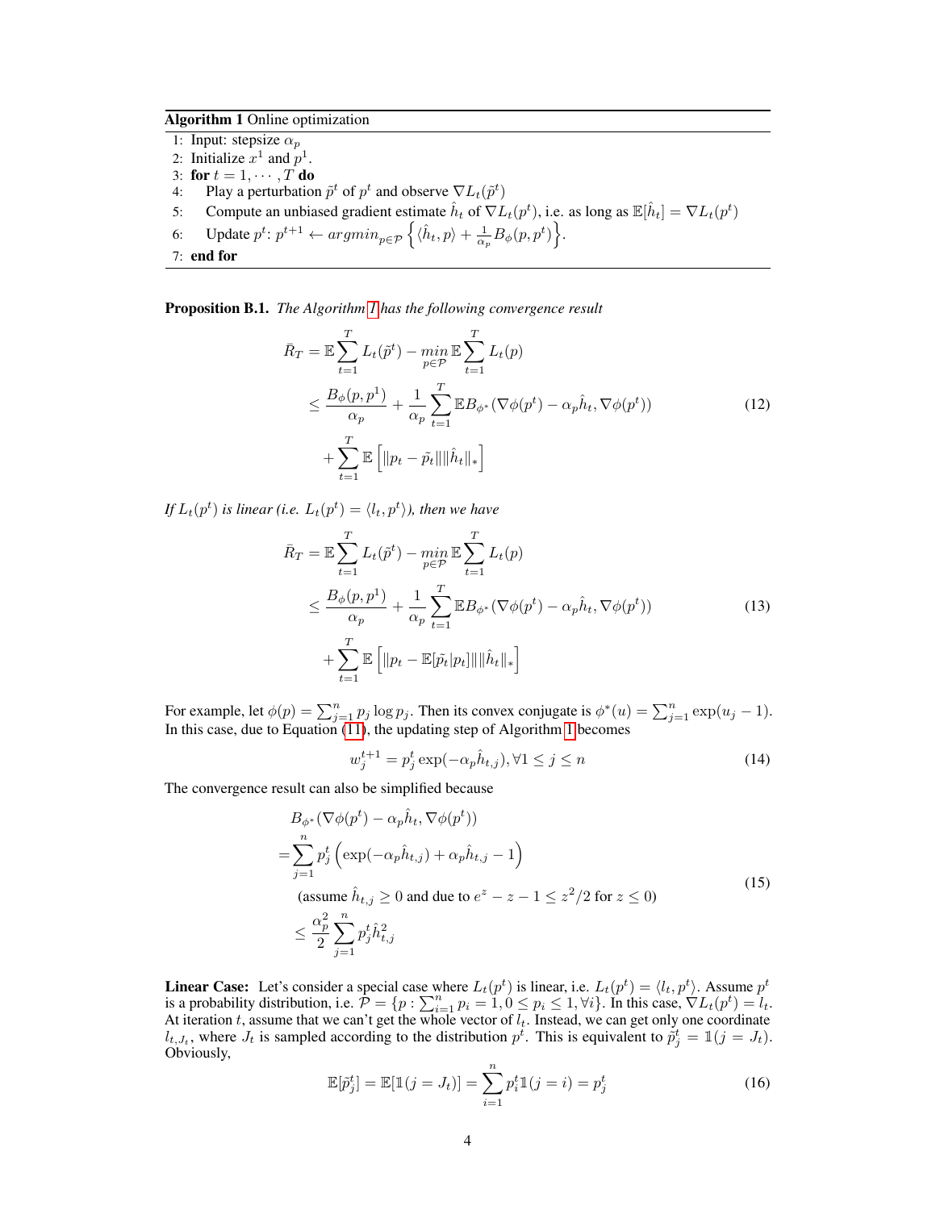**Algorithm 1** Online optimization

1: Input: stepsize $\alpha_p$
2: Initialize $x^1$ and $p^1$.
3: **for** $t = 1, \cdots, T$ **do**
4: Play a perturbation $\tilde{p}^t$ of $p^t$ and observe $\nabla L_t(\tilde{p}^t)$
5: Compute an unbiased gradient estimate $\hat{h}_t$ of $\nabla L_t(p^t)$, i.e. as long as $\mathbb{E}[\hat{h}_t] = \nabla L_t(p^t)$
6: Update $p^t$: $p^{t+1} \leftarrow argmin_{p \in \mathcal{P}} \left\{ \langle \hat{h}_t, p \rangle + \frac{1}{\alpha_p} B_\phi(p, p^t) \right\}$.
7: **end for**

**Proposition B.1.** *The Algorithm 1 has the following convergence result*

$$
\begin{aligned}
\bar{R}_T &= \mathbb{E} \sum_{t=1}^{T} L_t(\tilde{p}^t) - \min_{p \in \mathcal{P}} \mathbb{E} \sum_{t=1}^{T} L_t(p) \\
&\leq \frac{B_\phi(p, p^1)}{\alpha_p} + \frac{1}{\alpha_p} \sum_{t=1}^{T} \mathbb{E} B_{\phi^*}(\nabla \phi(p^t) - \alpha_p \hat{h}_t, \nabla \phi(p^t)) \\
&\quad + \sum_{t=1}^{T} \mathbb{E}\left[ \|p_t - \tilde{p}_t\| \|\hat{h}_t\|_* \right]
\end{aligned} \tag{12}
$$

*If $L_t(p^t)$ is linear (i.e. $L_t(p^t) = \langle l_t, p^t \rangle$), then we have*

$$
\begin{aligned}
\bar{R}_T &= \mathbb{E} \sum_{t=1}^{T} L_t(\tilde{p}^t) - \min_{p \in \mathcal{P}} \mathbb{E} \sum_{t=1}^{T} L_t(p) \\
&\leq \frac{B_\phi(p, p^1)}{\alpha_p} + \frac{1}{\alpha_p} \sum_{t=1}^{T} \mathbb{E} B_{\phi^*}(\nabla \phi(p^t) - \alpha_p \hat{h}_t, \nabla \phi(p^t)) \\
&\quad + \sum_{t=1}^{T} \mathbb{E}\left[ \|p_t - \mathbb{E}[\tilde{p}_t | p_t]\| \|\hat{h}_t\|_* \right]
\end{aligned} \tag{13}
$$

For example, let $\phi(p) = \sum_{j=1}^{n} p_j \log p_j$. Then its convex conjugate is $\phi^*(u) = \sum_{j=1}^{n} \exp(u_j - 1)$. In this case, due to Equation (11), the updating step of Algorithm 1 becomes

$$
w_j^{t+1} = p_j^t \exp(-\alpha_p \hat{h}_{t,j}), \forall 1 \leq j \leq n \tag{14}
$$

The convergence result can also be simplified because

$$
\begin{aligned}
& B_{\phi^*}(\nabla \phi(p^t) - \alpha_p \hat{h}_t, \nabla \phi(p^t)) \\
=& \sum_{j=1}^{n} p_j^t \left( \exp(-\alpha_p \hat{h}_{t,j}) + \alpha_p \hat{h}_{t,j} - 1 \right) \\
& \text{(assume } \hat{h}_{t,j} \geq 0 \text{ and due to } e^z - z - 1 \leq z^2/2 \text{ for } z \leq 0) \\
\leq& \frac{\alpha_p^2}{2} \sum_{j=1}^{n} p_j^t \hat{h}_{t,j}^2
\end{aligned} \tag{15}
$$

**Linear Case:** Let's consider a special case where $L_t(p^t)$ is linear, i.e. $L_t(p^t) = \langle l_t, p^t \rangle$. Assume $p^t$ is a probability distribution, i.e. $\mathcal{P} = \{p : \sum_{i=1}^{n} p_i = 1, 0 \leq p_i \leq 1, \forall i\}$. In this case, $\nabla L_t(p^t) = l_t$. At iteration $t$, assume that we can't get the whole vector of $l_t$. Instead, we can get only one coordinate $l_{t,J_t}$, where $J_t$ is sampled according to the distribution $p^t$. This is equivalent to $\tilde{p}_j^t = \mathbb{1}(j = J_t)$. Obviously,

$$
\mathbb{E}[\tilde{p}_j^t] = \mathbb{E}[\mathbb{1}(j = J_t)] = \sum_{i=1}^{n} p_i^t \mathbb{1}(j = i) = p_j^t \tag{16}
$$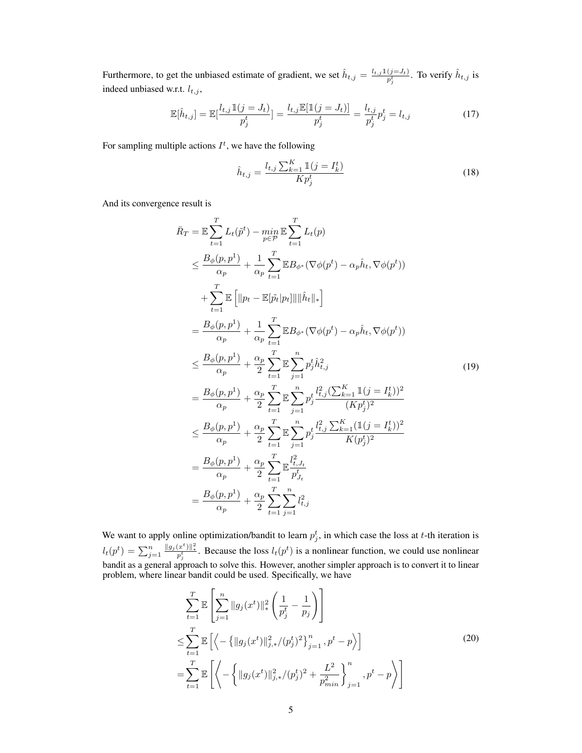Furthermore, to get the unbiased estimate of gradient, we set $\hat{h}_{t,j} = \frac{l_{t,j}\mathbb{1}(j=J_t)}{p_j^t}$. To verify $\hat{h}_{t,j}$ is indeed unbiased w.r.t. $l_{t,j}$,

$$
\mathbb{E}[\hat{h}_{t,j}] = \mathbb{E}[\frac{l_{t,j}\mathbb{1}(j = J_t)}{p_j^t}] = \frac{l_{t,j}\mathbb{E}[\mathbb{1}(j = J_t)]}{p_j^t} = \frac{l_{t,j}}{p_j^t}p_j^t = l_{t,j} \tag{17}
$$

For sampling multiple actions $I^t$, we have the following

$$
\hat{h}_{t,j} = \frac{l_{t,j}\sum_{k=1}^{K}\mathbb{1}(j = I_k^t)}{Kp_j^t} \tag{18}
$$

And its convergence result is

$$
\begin{aligned}
\bar{R}_T &= \mathbb{E}\sum_{t=1}^{T} L_t(\tilde{p}^t) - \min_{p\in\mathcal{P}} \mathbb{E}\sum_{t=1}^{T} L_t(p) \\
&\leq \frac{B_\phi(p, p^1)}{\alpha_p} + \frac{1}{\alpha_p}\sum_{t=1}^{T}\mathbb{E}B_{\phi^*}(\nabla\phi(p^t) - \alpha_p\hat{h}_t, \nabla\phi(p^t)) \\
&\quad + \sum_{t=1}^{T}\mathbb{E}\left[\|p_t - \mathbb{E}[\tilde{p_t}|p_t]\|\|\hat{h}_t\|_*\right] \\
&= \frac{B_\phi(p, p^1)}{\alpha_p} + \frac{1}{\alpha_p}\sum_{t=1}^{T}\mathbb{E}B_{\phi^*}(\nabla\phi(p^t) - \alpha_p\hat{h}_t, \nabla\phi(p^t)) \\
&\leq \frac{B_\phi(p, p^1)}{\alpha_p} + \frac{\alpha_p}{2}\sum_{t=1}^{T}\mathbb{E}\sum_{j=1}^{n} p_j^t\hat{h}_{t,j}^2 \\
&= \frac{B_\phi(p, p^1)}{\alpha_p} + \frac{\alpha_p}{2}\sum_{t=1}^{T}\mathbb{E}\sum_{j=1}^{n} p_j^t\frac{l_{t,j}^2(\sum_{k=1}^{K}\mathbb{1}(j = I_k^t))^2}{(Kp_j^t)^2} \\
&\leq \frac{B_\phi(p, p^1)}{\alpha_p} + \frac{\alpha_p}{2}\sum_{t=1}^{T}\mathbb{E}\sum_{j=1}^{n} p_j^t\frac{l_{t,j}^2\sum_{k=1}^{K}(\mathbb{1}(j = I_k^t))^2}{K(p_j^t)^2} \\
&= \frac{B_\phi(p, p^1)}{\alpha_p} + \frac{\alpha_p}{2}\sum_{t=1}^{T}\mathbb{E}\frac{l_{t,J_t}^2}{p_{J_t}^t} \\
&= \frac{B_\phi(p, p^1)}{\alpha_p} + \frac{\alpha_p}{2}\sum_{t=1}^{T}\sum_{j=1}^{n} l_{t,j}^2
\end{aligned} \tag{19}
$$

We want to apply online optimization/bandit to learn $p_j^t$, in which case the loss at $t$-th iteration is $l_t(p^t) = \sum_{j=1}^{n}\frac{\|g_j(x^t)\|_*^2}{p_j^t}$. Because the loss $l_t(p^t)$ is a nonlinear function, we could use nonlinear bandit as a general approach to solve this. However, another simpler approach is to convert it to linear problem, where linear bandit could be used. Specifically, we have

$$
\begin{aligned}
&\sum_{t=1}^{T}\mathbb{E}\left[\sum_{j=1}^{n}\|g_j(x^t)\|_*^2\left(\frac{1}{p_j^t} - \frac{1}{p_j}\right)\right] \\
\leq &\sum_{t=1}^{T}\mathbb{E}\left[\left\langle -\left\{\|g_j(x^t)\|_{j,*}^2/(p_j^t)^2\right\}_{j=1}^{n}, p^t - p\right\rangle\right] \\
= &\sum_{t=1}^{T}\mathbb{E}\left[\left\langle -\left\{\|g_j(x^t)\|_{j,*}^2/(p_j^t)^2 + \frac{L^2}{p_{min}^2}\right\}_{j=1}^{n}, p^t - p\right\rangle\right]
\end{aligned} \tag{20}
$$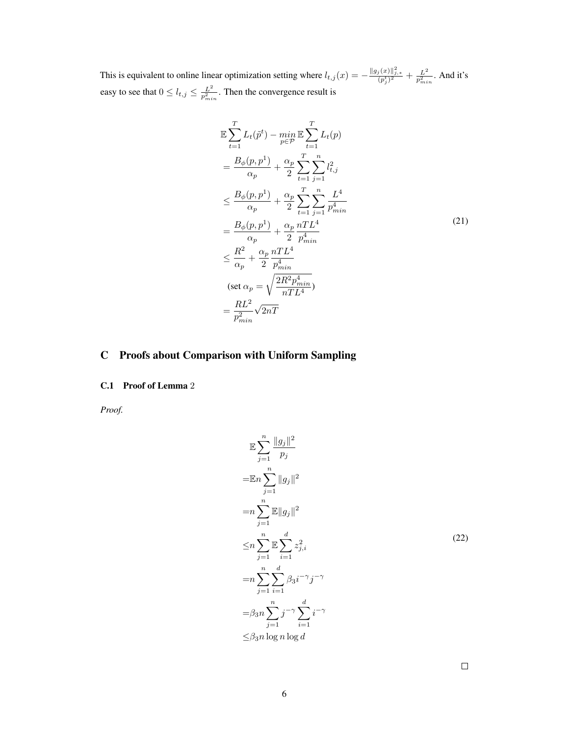This is equivalent to online linear optimization setting where $l_{t,j}(x) = -\frac{\|g_j(x)\|_{j,*}^2}{(p_j^t)^2} + \frac{L^2}{p_{min}^2}$. And it's easy to see that $0 \leq l_{t,j} \leq \frac{L^2}{p_{min}^2}$. Then the convergence result is

$$
\begin{aligned}
&\mathbb{E}\sum_{t=1}^{T} L_t(\tilde{p}^t) - \underset{p \in \mathcal{P}}{min}\, \mathbb{E}\sum_{t=1}^{T} L_t(p) \\
&= \frac{B_\phi(p, p^1)}{\alpha_p} + \frac{\alpha_p}{2}\sum_{t=1}^{T}\sum_{j=1}^{n} l_{t,j}^2 \\
&\leq \frac{B_\phi(p, p^1)}{\alpha_p} + \frac{\alpha_p}{2}\sum_{t=1}^{T}\sum_{j=1}^{n} \frac{L^4}{p_{min}^4} \\
&= \frac{B_\phi(p, p^1)}{\alpha_p} + \frac{\alpha_p}{2}\frac{nTL^4}{p_{min}^4} \\
&\leq \frac{R^2}{\alpha_p} + \frac{\alpha_p}{2}\frac{nTL^4}{p_{min}^4} \\
&\quad (\text{set } \alpha_p = \sqrt{\frac{2R^2 p_{min}^4}{nTL^4}}) \\
&= \frac{RL^2}{p_{min}^2}\sqrt{2nT}
\end{aligned}
\tag{21}
$$

# C Proofs about Comparison with Uniform Sampling

## C.1 Proof of Lemma 2

*Proof.*

$$
\begin{aligned}
&\mathbb{E}\sum_{j=1}^{n}\frac{\|g_j\|^2}{p_j} \\
=&\mathbb{E}n\sum_{j=1}^{n}\|g_j\|^2 \\
=&n\sum_{j=1}^{n}\mathbb{E}\|g_j\|^2 \\
\leq&n\sum_{j=1}^{n}\mathbb{E}\sum_{i=1}^{d} z_{j,i}^2 \\
=&n\sum_{j=1}^{n}\sum_{i=1}^{d}\beta_3 i^{-\gamma} j^{-\gamma} \\
=&\beta_3 n\sum_{j=1}^{n} j^{-\gamma}\sum_{i=1}^{d} i^{-\gamma} \\
\leq&\beta_3 n \log n \log d
\end{aligned}
\tag{22}
$$

□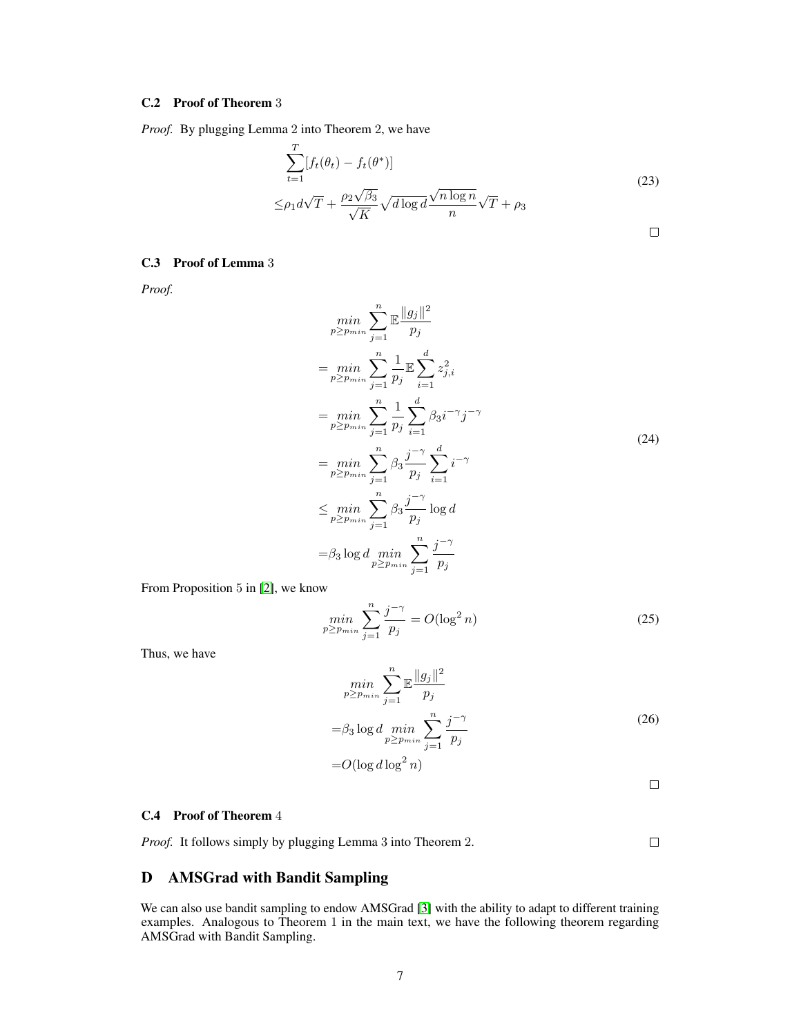### C.2 Proof of Theorem 3

*Proof.* By plugging Lemma 2 into Theorem 2, we have

$$
\begin{aligned}
&\sum_{t=1}^{T}[f_t(\theta_t) - f_t(\theta^*)] \\
\leq &\rho_1 d\sqrt{T} + \frac{\rho_2\sqrt{\beta_3}}{\sqrt{K}}\sqrt{d\log d}\frac{\sqrt{n\log n}}{n}\sqrt{T} + \rho_3
\end{aligned}
\tag{23}
$$

□

### C.3 Proof of Lemma 3

*Proof.*

$$
\begin{aligned}
&\underset{p\geq p_{min}}{min}\sum_{j=1}^{n}\mathbb{E}\frac{\|g_j\|^2}{p_j} \\
=&\underset{p\geq p_{min}}{min}\sum_{j=1}^{n}\frac{1}{p_j}\mathbb{E}\sum_{i=1}^{d}z_{j,i}^2 \\
=&\underset{p\geq p_{min}}{min}\sum_{j=1}^{n}\frac{1}{p_j}\sum_{i=1}^{d}\beta_3 i^{-\gamma}j^{-\gamma} \\
=&\underset{p\geq p_{min}}{min}\sum_{j=1}^{n}\beta_3\frac{j^{-\gamma}}{p_j}\sum_{i=1}^{d}i^{-\gamma} \\
\leq&\underset{p\geq p_{min}}{min}\sum_{j=1}^{n}\beta_3\frac{j^{-\gamma}}{p_j}\log d \\
=&\beta_3\log d\underset{p\geq p_{min}}{min}\sum_{j=1}^{n}\frac{j^{-\gamma}}{p_j}
\end{aligned}
\tag{24}
$$

From Proposition 5 in [2], we know

$$
\underset{p\geq p_{min}}{min}\sum_{j=1}^{n}\frac{j^{-\gamma}}{p_j} = O(\log^2 n)
\tag{25}
$$

Thus, we have

$$
\begin{aligned}
&\underset{p\geq p_{min}}{min}\sum_{j=1}^{n}\mathbb{E}\frac{\|g_j\|^2}{p_j} \\
=&\beta_3\log d\underset{p\geq p_{min}}{min}\sum_{j=1}^{n}\frac{j^{-\gamma}}{p_j} \\
=&O(\log d\log^2 n)
\end{aligned}
\tag{26}
$$

□

### C.4 Proof of Theorem 4

*Proof.* It follows simply by plugging Lemma 3 into Theorem 2. □

## D AMSGrad with Bandit Sampling

We can also use bandit sampling to endow AMSGrad [3] with the ability to adapt to different training examples. Analogous to Theorem 1 in the main text, we have the following theorem regarding AMSGrad with Bandit Sampling.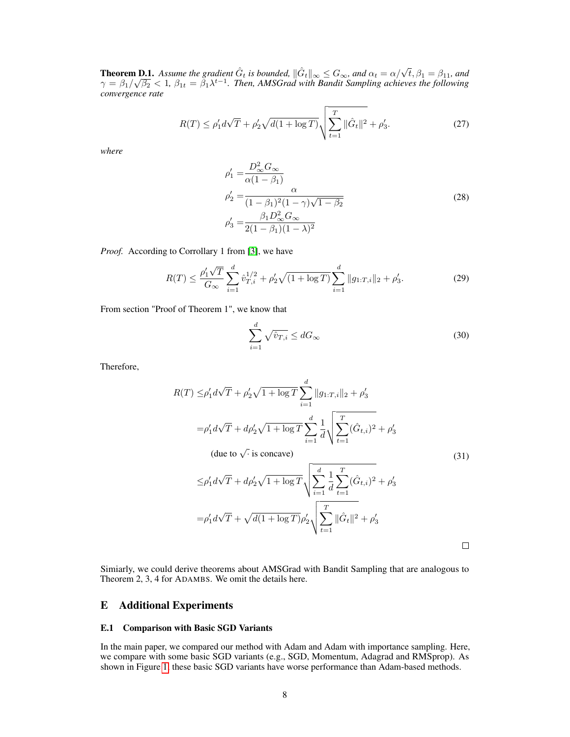**Theorem D.1.** *Assume the gradient $\hat{G}_t$ is bounded, $\|\hat{G}_t\|_\infty \leq G_\infty$, and $\alpha_t = \alpha/\sqrt{t}, \beta_1 = \beta_{11}$, and $\gamma = \beta_1/\sqrt{\beta_2} < 1$, $\beta_{1t} = \beta_1 \lambda^{t-1}$. Then, AMSGrad with Bandit Sampling achieves the following convergence rate*

$$R(T) \leq \rho_1' d\sqrt{T} + \rho_2' \sqrt{d(1+\log T)} \sqrt{\sum_{t=1}^{T} \|\hat{G}_t\|^2} + \rho_3'. \tag{27}$$

*where*

$$\begin{aligned}
\rho_1' =& \frac{D_\infty^2 G_\infty}{\alpha(1-\beta_1)} \\
\rho_2' =& \frac{\alpha}{(1-\beta_1)^2(1-\gamma)\sqrt{1-\beta_2}} \\
\rho_3' =& \frac{\beta_1 D_\infty^2 G_\infty}{2(1-\beta_1)(1-\lambda)^2}
\end{aligned} \tag{28}$$

*Proof.* According to Corrollary 1 from [3], we have

$$R(T) \leq \frac{\rho_1' \sqrt{T}}{G_\infty} \sum_{i=1}^{d} \hat{v}_{T,i}^{1/2} + \rho_2' \sqrt{(1+\log T)} \sum_{i=1}^{d} \|g_{1:T,i}\|_2 + \rho_3'. \tag{29}$$

From section "Proof of Theorem 1", we know that

$$\sum_{i=1}^{d} \sqrt{\hat{v}_{T,i}} \leq d G_\infty \tag{30}$$

Therefore,

$$\begin{aligned}
R(T) \leq& \rho_1' d\sqrt{T} + \rho_2' \sqrt{1+\log T} \sum_{i=1}^{d} \|g_{1:T,i}\|_2 + \rho_3' \\
=& \rho_1' d\sqrt{T} + d\rho_2' \sqrt{1+\log T} \sum_{i=1}^{d} \frac{1}{d} \sqrt{\sum_{t=1}^{T} (\hat{G}_{t,i})^2} + \rho_3' \\
& \quad \text{(due to } \sqrt{\cdot} \text{ is concave)} \\
\leq& \rho_1' d\sqrt{T} + d\rho_2' \sqrt{1+\log T} \sqrt{\sum_{i=1}^{d} \frac{1}{d} \sum_{t=1}^{T} (\hat{G}_{t,i})^2} + \rho_3' \\
=& \rho_1' d\sqrt{T} + \sqrt{d(1+\log T)} \rho_2' \sqrt{\sum_{t=1}^{T} \|\hat{G}_t\|^2} + \rho_3'
\end{aligned} \tag{31}$$

∎

Simiarly, we could derive theorems about AMSGrad with Bandit Sampling that are analogous to Theorem 2, 3, 4 for ADAMBS. We omit the details here.

## E Additional Experiments

### E.1 Comparison with Basic SGD Variants

In the main paper, we compared our method with Adam and Adam with importance sampling. Here, we compare with some basic SGD variants (e.g., SGD, Momentum, Adagrad and RMSprop). As shown in Figure 1, these basic SGD variants have worse performance than Adam-based methods.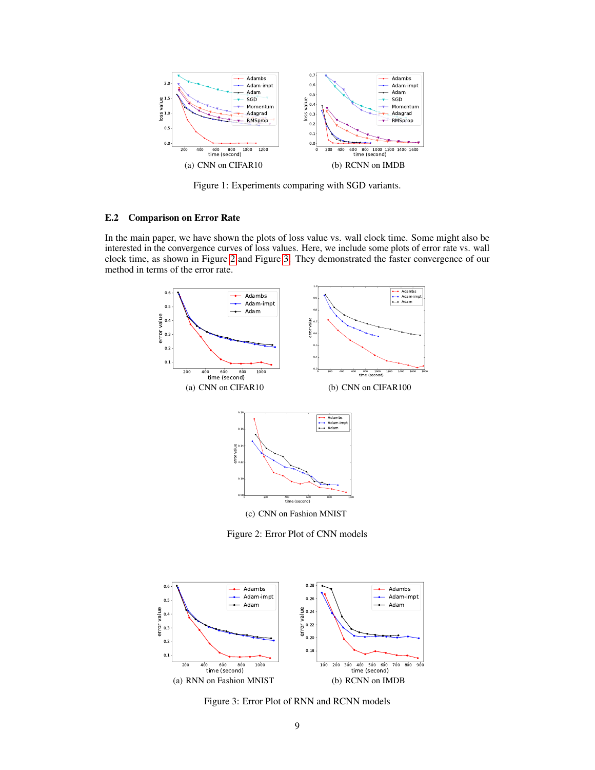(a) CNN on CIFAR10

(b) RCNN on IMDB

Figure 1: Experiments comparing with SGD variants.

### E.2 Comparison on Error Rate

In the main paper, we have shown the plots of loss value vs. wall clock time. Some might also be interested in the convergence curves of loss values. Here, we include some plots of error rate vs. wall clock time, as shown in Figure 2 and Figure 3. They demonstrated the faster convergence of our method in terms of the error rate.

(a) CNN on CIFAR10

(b) CNN on CIFAR100

(c) CNN on Fashion MNIST

Figure 2: Error Plot of CNN models

(a) RNN on Fashion MNIST

(b) RCNN on IMDB

Figure 3: Error Plot of RNN and RCNN models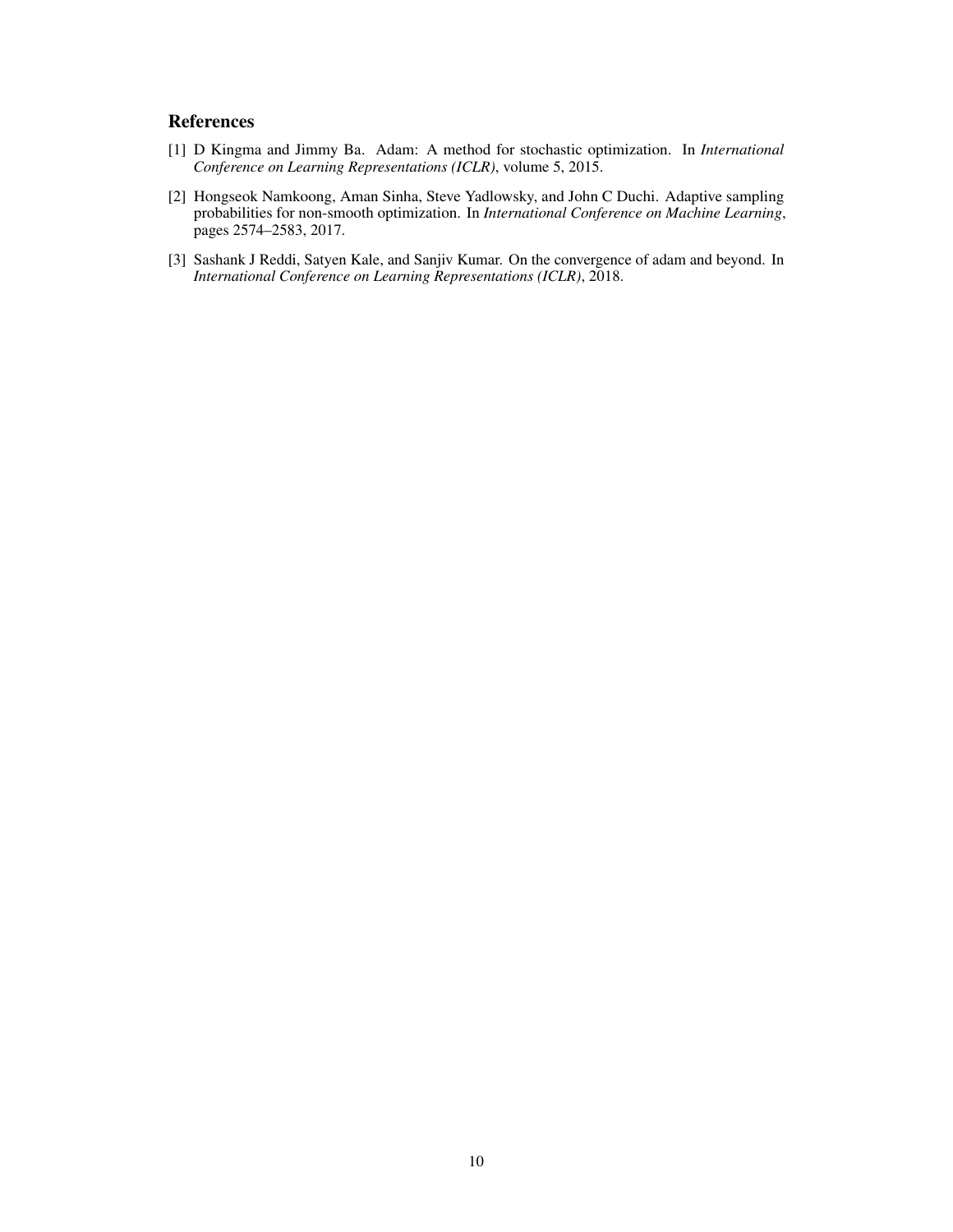## References

[1] D Kingma and Jimmy Ba. Adam: A method for stochastic optimization. In *International Conference on Learning Representations (ICLR)*, volume 5, 2015.

[2] Hongseok Namkoong, Aman Sinha, Steve Yadlowsky, and John C Duchi. Adaptive sampling probabilities for non-smooth optimization. In *International Conference on Machine Learning*, pages 2574–2583, 2017.

[3] Sashank J Reddi, Satyen Kale, and Sanjiv Kumar. On the convergence of adam and beyond. In *International Conference on Learning Representations (ICLR)*, 2018.